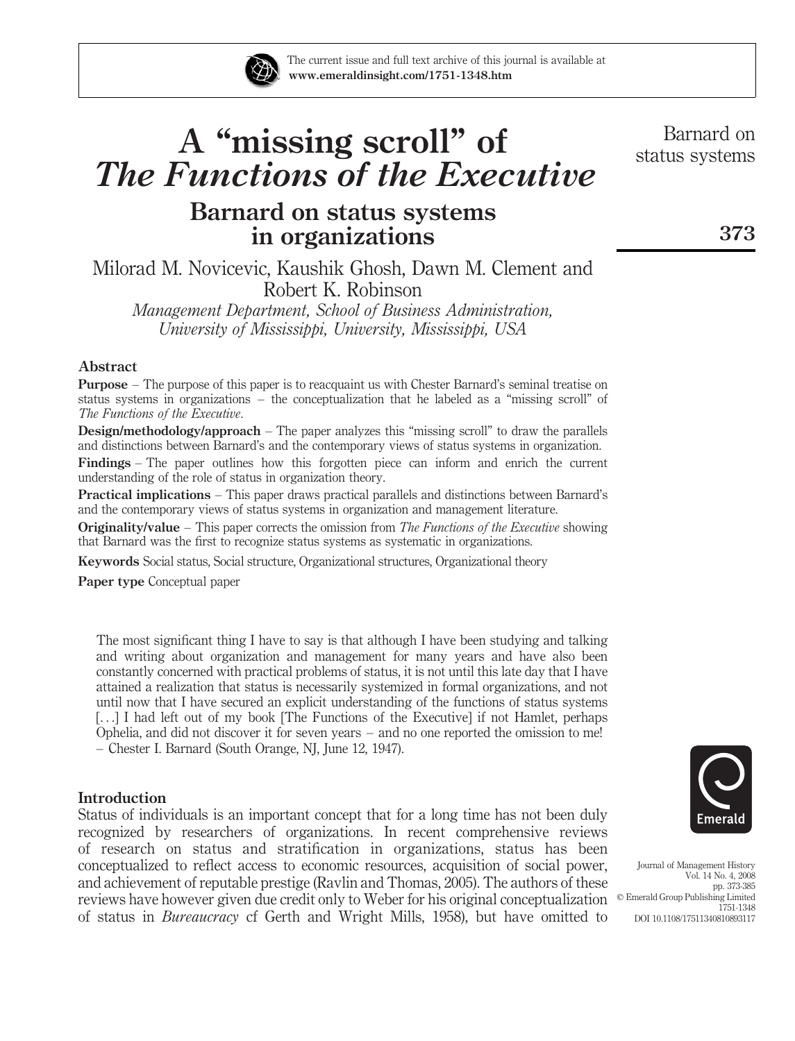# A "missing scroll" of *The Functions of the Executive*

## Barnard on status systems in organizations

Milorad M. Novicevic, Kaushik Ghosh, Dawn M. Clement and Robert K. Robinson

*Management Department, School of Business Administration, University of Mississippi, University, Mississippi, USA*

### Abstract

**Purpose** – The purpose of this paper is to reacquaint us with Chester Barnard's seminal treatise on status systems in organizations – the conceptualization that he labeled as a "missing scroll" of *The Functions of the Executive*.

**Design/methodology/approach** – The paper analyzes this "missing scroll" to draw the parallels and distinctions between Barnard's and the contemporary views of status systems in organization.

**Findings** – The paper outlines how this forgotten piece can inform and enrich the current understanding of the role of status in organization theory.

**Practical implications** – This paper draws practical parallels and distinctions between Barnard's and the contemporary views of status systems in organization and management literature.

**Originality/value** – This paper corrects the omission from *The Functions of the Executive* showing that Barnard was the first to recognize status systems as systematic in organizations.

**Keywords** Social status, Social structure, Organizational structures, Organizational theory

**Paper type** Conceptual paper

> The most significant thing I have to say is that although I have been studying and talking and writing about organization and management for many years and have also been constantly concerned with practical problems of status, it is not until this late day that I have attained a realization that status is necessarily systemized in formal organizations, and not until now that I have secured an explicit understanding of the functions of status systems [...] I had left out of my book [The Functions of the Executive] if not Hamlet, perhaps Ophelia, and did not discover it for seven years – and no one reported the omission to me!
> – Chester I. Barnard (South Orange, NJ, June 12, 1947).

### Introduction

Status of individuals is an important concept that for a long time has not been duly recognized by researchers of organizations. In recent comprehensive reviews of research on status and stratification in organizations, status has been conceptualized to reflect access to economic resources, acquisition of social power, and achievement of reputable prestige (Ravlin and Thomas, 2005). The authors of these reviews have however given due credit only to Weber for his original conceptualization of status in *Bureaucracy* cf Gerth and Wright Mills, 1958), but have omitted to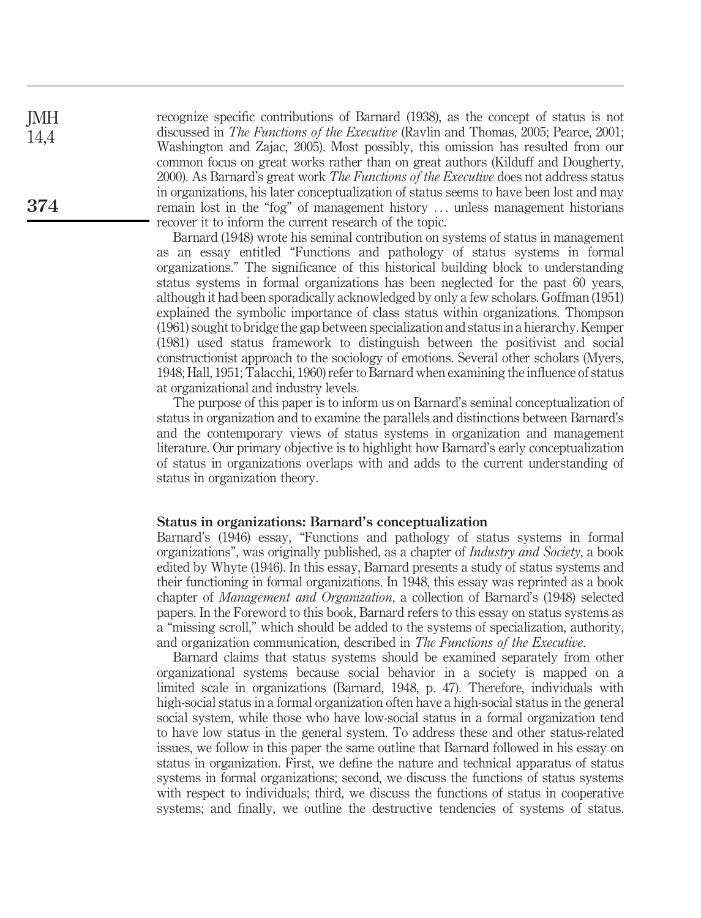recognize specific contributions of Barnard (1938), as the concept of status is not discussed in *The Functions of the Executive* (Ravlin and Thomas, 2005; Pearce, 2001; Washington and Zajac, 2005). Most possibly, this omission has resulted from our common focus on great works rather than on great authors (Kilduff and Dougherty, 2000). As Barnard's great work *The Functions of the Executive* does not address status in organizations, his later conceptualization of status seems to have been lost and may remain lost in the "fog" of management history … unless management historians recover it to inform the current research of the topic.

Barnard (1948) wrote his seminal contribution on systems of status in management as an essay entitled "Functions and pathology of status systems in formal organizations." The significance of this historical building block to understanding status systems in formal organizations has been neglected for the past 60 years, although it had been sporadically acknowledged by only a few scholars. Goffman (1951) explained the symbolic importance of class status within organizations. Thompson (1961) sought to bridge the gap between specialization and status in a hierarchy. Kemper (1981) used status framework to distinguish between the positivist and social constructionist approach to the sociology of emotions. Several other scholars (Myers, 1948; Hall, 1951; Talacchi, 1960) refer to Barnard when examining the influence of status at organizational and industry levels.

The purpose of this paper is to inform us on Barnard's seminal conceptualization of status in organization and to examine the parallels and distinctions between Barnard's and the contemporary views of status systems in organization and management literature. Our primary objective is to highlight how Barnard's early conceptualization of status in organizations overlaps with and adds to the current understanding of status in organization theory.

## Status in organizations: Barnard's conceptualization

Barnard's (1946) essay, "Functions and pathology of status systems in formal organizations", was originally published, as a chapter of *Industry and Society*, a book edited by Whyte (1946). In this essay, Barnard presents a study of status systems and their functioning in formal organizations. In 1948, this essay was reprinted as a book chapter of *Management and Organization*, a collection of Barnard's (1948) selected papers. In the Foreword to this book, Barnard refers to this essay on status systems as a "missing scroll," which should be added to the systems of specialization, authority, and organization communication, described in *The Functions of the Executive*.

Barnard claims that status systems should be examined separately from other organizational systems because social behavior in a society is mapped on a limited scale in organizations (Barnard, 1948, p. 47). Therefore, individuals with high-social status in a formal organization often have a high-social status in the general social system, while those who have low-social status in a formal organization tend to have low status in the general system. To address these and other status-related issues, we follow in this paper the same outline that Barnard followed in his essay on status in organization. First, we define the nature and technical apparatus of status systems in formal organizations; second, we discuss the functions of status systems with respect to individuals; third, we discuss the functions of status in cooperative systems; and finally, we outline the destructive tendencies of systems of status.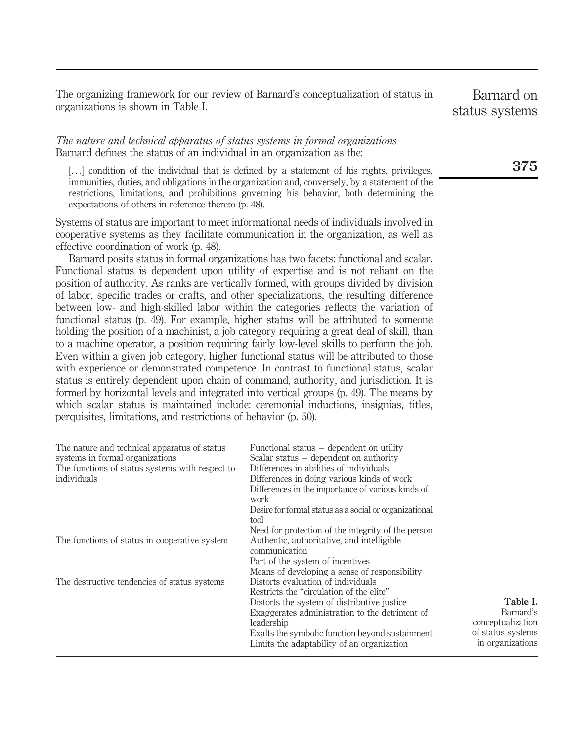The organizing framework for our review of Barnard's conceptualization of status in organizations is shown in Table I.

*The nature and technical apparatus of status systems in formal organizations*

Barnard defines the status of an individual in an organization as the:

> [...] condition of the individual that is defined by a statement of his rights, privileges, immunities, duties, and obligations in the organization and, conversely, by a statement of the restrictions, limitations, and prohibitions governing his behavior, both determining the expectations of others in reference thereto (p. 48).

Systems of status are important to meet informational needs of individuals involved in cooperative systems as they facilitate communication in the organization, as well as effective coordination of work (p. 48).

Barnard posits status in formal organizations has two facets: functional and scalar. Functional status is dependent upon utility of expertise and is not reliant on the position of authority. As ranks are vertically formed, with groups divided by division of labor, specific trades or crafts, and other specializations, the resulting difference between low- and high-skilled labor within the categories reflects the variation of functional status (p. 49). For example, higher status will be attributed to someone holding the position of a machinist, a job category requiring a great deal of skill, than to a machine operator, a position requiring fairly low-level skills to perform the job. Even within a given job category, higher functional status will be attributed to those with experience or demonstrated competence. In contrast to functional status, scalar status is entirely dependent upon chain of command, authority, and jurisdiction. It is formed by horizontal levels and integrated into vertical groups (p. 49). The means by which scalar status is maintained include: ceremonial inductions, insignias, titles, perquisites, limitations, and restrictions of behavior (p. 50).

| | |
|---|---|
| The nature and technical apparatus of status systems in formal organizations | Functional status – dependent on utility |
| | Scalar status – dependent on authority |
| The functions of status systems with respect to individuals | Differences in abilities of individuals |
| | Differences in doing various kinds of work |
| | Differences in the importance of various kinds of work |
| | Desire for formal status as a social or organizational tool |
| | Need for protection of the integrity of the person |
| The functions of status in cooperative system | Authentic, authoritative, and intelligible communication |
| | Part of the system of incentives |
| | Means of developing a sense of responsibility |
| The destructive tendencies of status systems | Distorts evaluation of individuals |
| | Restricts the "circulation of the elite" |
| | Distorts the system of distributive justice |
| | Exaggerates administration to the detriment of leadership |
| | Exalts the symbolic function beyond sustainment |
| | Limits the adaptability of an organization |

**Table I.** Barnard's conceptualization of status systems in organizations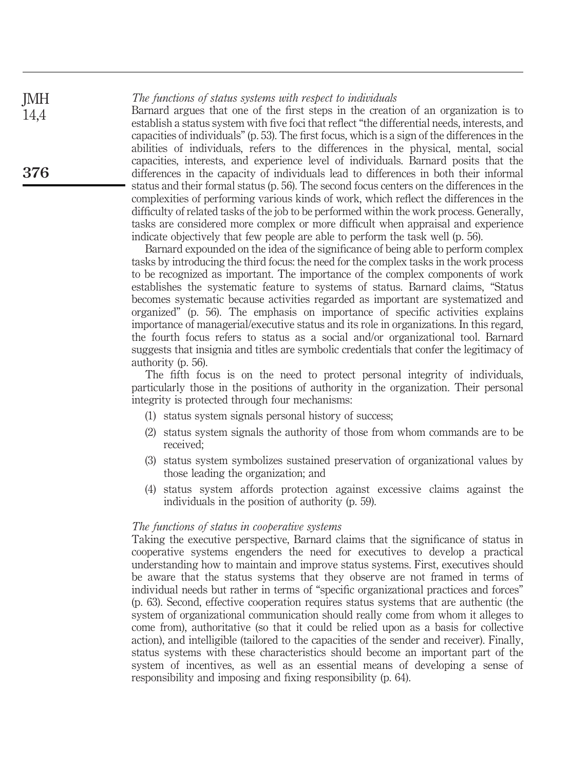### *The functions of status systems with respect to individuals*

Barnard argues that one of the first steps in the creation of an organization is to establish a status system with five foci that reflect "the differential needs, interests, and capacities of individuals" (p. 53). The first focus, which is a sign of the differences in the abilities of individuals, refers to the differences in the physical, mental, social capacities, interests, and experience level of individuals. Barnard posits that the differences in the capacity of individuals lead to differences in both their informal status and their formal status (p. 56). The second focus centers on the differences in the complexities of performing various kinds of work, which reflect the differences in the difficulty of related tasks of the job to be performed within the work process. Generally, tasks are considered more complex or more difficult when appraisal and experience indicate objectively that few people are able to perform the task well (p. 56).

Barnard expounded on the idea of the significance of being able to perform complex tasks by introducing the third focus: the need for the complex tasks in the work process to be recognized as important. The importance of the complex components of work establishes the systematic feature to systems of status. Barnard claims, "Status becomes systematic because activities regarded as important are systematized and organized" (p. 56). The emphasis on importance of specific activities explains importance of managerial/executive status and its role in organizations. In this regard, the fourth focus refers to status as a social and/or organizational tool. Barnard suggests that insignia and titles are symbolic credentials that confer the legitimacy of authority (p. 56).

The fifth focus is on the need to protect personal integrity of individuals, particularly those in the positions of authority in the organization. Their personal integrity is protected through four mechanisms:

1. status system signals personal history of success;
2. status system signals the authority of those from whom commands are to be received;
3. status system symbolizes sustained preservation of organizational values by those leading the organization; and
4. status system affords protection against excessive claims against the individuals in the position of authority (p. 59).

### *The functions of status in cooperative systems*

Taking the executive perspective, Barnard claims that the significance of status in cooperative systems engenders the need for executives to develop a practical understanding how to maintain and improve status systems. First, executives should be aware that the status systems that they observe are not framed in terms of individual needs but rather in terms of "specific organizational practices and forces" (p. 63). Second, effective cooperation requires status systems that are authentic (the system of organizational communication should really come from whom it alleges to come from), authoritative (so that it could be relied upon as a basis for collective action), and intelligible (tailored to the capacities of the sender and receiver). Finally, status systems with these characteristics should become an important part of the system of incentives, as well as an essential means of developing a sense of responsibility and imposing and fixing responsibility (p. 64).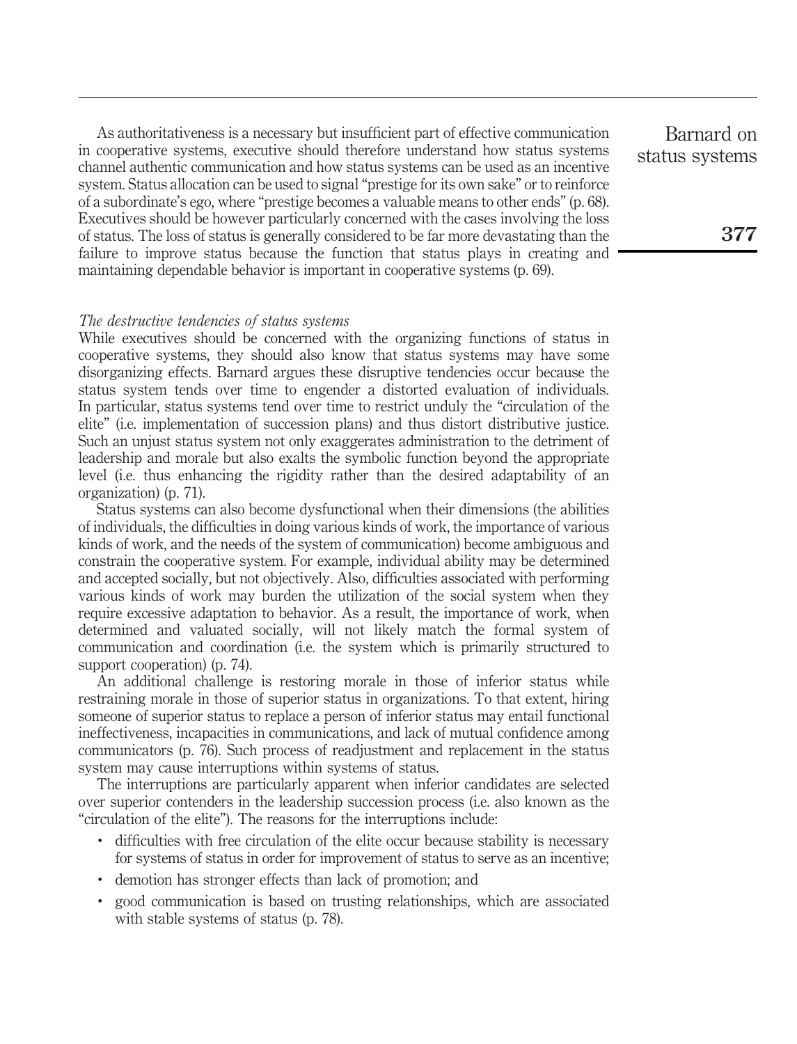As authoritativeness is a necessary but insufficient part of effective communication in cooperative systems, executive should therefore understand how status systems channel authentic communication and how status systems can be used as an incentive system. Status allocation can be used to signal "prestige for its own sake" or to reinforce of a subordinate's ego, where "prestige becomes a valuable means to other ends" (p. 68). Executives should be however particularly concerned with the cases involving the loss of status. The loss of status is generally considered to be far more devastating than the failure to improve status because the function that status plays in creating and maintaining dependable behavior is important in cooperative systems (p. 69).

*The destructive tendencies of status systems*

While executives should be concerned with the organizing functions of status in cooperative systems, they should also know that status systems may have some disorganizing effects. Barnard argues these disruptive tendencies occur because the status system tends over time to engender a distorted evaluation of individuals. In particular, status systems tend over time to restrict unduly the "circulation of the elite" (i.e. implementation of succession plans) and thus distort distributive justice. Such an unjust status system not only exaggerates administration to the detriment of leadership and morale but also exalts the symbolic function beyond the appropriate level (i.e. thus enhancing the rigidity rather than the desired adaptability of an organization) (p. 71).

Status systems can also become dysfunctional when their dimensions (the abilities of individuals, the difficulties in doing various kinds of work, the importance of various kinds of work, and the needs of the system of communication) become ambiguous and constrain the cooperative system. For example, individual ability may be determined and accepted socially, but not objectively. Also, difficulties associated with performing various kinds of work may burden the utilization of the social system when they require excessive adaptation to behavior. As a result, the importance of work, when determined and valuated socially, will not likely match the formal system of communication and coordination (i.e. the system which is primarily structured to support cooperation) (p. 74).

An additional challenge is restoring morale in those of inferior status while restraining morale in those of superior status in organizations. To that extent, hiring someone of superior status to replace a person of inferior status may entail functional ineffectiveness, incapacities in communications, and lack of mutual confidence among communicators (p. 76). Such process of readjustment and replacement in the status system may cause interruptions within systems of status.

The interruptions are particularly apparent when inferior candidates are selected over superior contenders in the leadership succession process (i.e. also known as the "circulation of the elite"). The reasons for the interruptions include:

- difficulties with free circulation of the elite occur because stability is necessary for systems of status in order for improvement of status to serve as an incentive;
- demotion has stronger effects than lack of promotion; and
- good communication is based on trusting relationships, which are associated with stable systems of status (p. 78).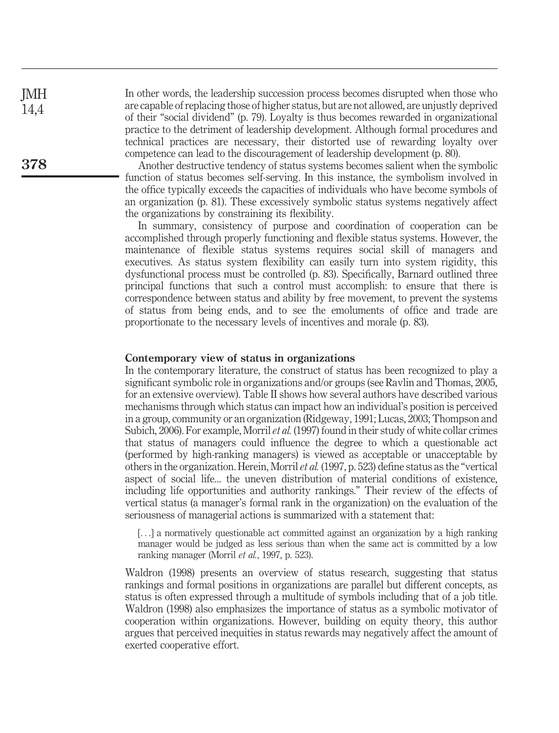In other words, the leadership succession process becomes disrupted when those who are capable of replacing those of higher status, but are not allowed, are unjustly deprived of their "social dividend" (p. 79). Loyalty is thus becomes rewarded in organizational practice to the detriment of leadership development. Although formal procedures and technical practices are necessary, their distorted use of rewarding loyalty over competence can lead to the discouragement of leadership development (p. 80).

Another destructive tendency of status systems becomes salient when the symbolic function of status becomes self-serving. In this instance, the symbolism involved in the office typically exceeds the capacities of individuals who have become symbols of an organization (p. 81). These excessively symbolic status systems negatively affect the organizations by constraining its flexibility.

In summary, consistency of purpose and coordination of cooperation can be accomplished through properly functioning and flexible status systems. However, the maintenance of flexible status systems requires social skill of managers and executives. As status system flexibility can easily turn into system rigidity, this dysfunctional process must be controlled (p. 83). Specifically, Barnard outlined three principal functions that such a control must accomplish: to ensure that there is correspondence between status and ability by free movement, to prevent the systems of status from being ends, and to see the emoluments of office and trade are proportionate to the necessary levels of incentives and morale (p. 83).

## Contemporary view of status in organizations

In the contemporary literature, the construct of status has been recognized to play a significant symbolic role in organizations and/or groups (see Ravlin and Thomas, 2005, for an extensive overview). Table II shows how several authors have described various mechanisms through which status can impact how an individual's position is perceived in a group, community or an organization (Ridgeway, 1991; Lucas, 2003; Thompson and Subich, 2006). For example, Morril *et al.* (1997) found in their study of white collar crimes that status of managers could influence the degree to which a questionable act (performed by high-ranking managers) is viewed as acceptable or unacceptable by others in the organization. Herein, Morril *et al.* (1997, p. 523) define status as the "vertical aspect of social life... the uneven distribution of material conditions of existence, including life opportunities and authority rankings." Their review of the effects of vertical status (a manager's formal rank in the organization) on the evaluation of the seriousness of managerial actions is summarized with a statement that:

> [...] a normatively questionable act committed against an organization by a high ranking manager would be judged as less serious than when the same act is committed by a low ranking manager (Morril *et al.*, 1997, p. 523).

Waldron (1998) presents an overview of status research, suggesting that status rankings and formal positions in organizations are parallel but different concepts, as status is often expressed through a multitude of symbols including that of a job title. Waldron (1998) also emphasizes the importance of status as a symbolic motivator of cooperation within organizations. However, building on equity theory, this author argues that perceived inequities in status rewards may negatively affect the amount of exerted cooperative effort.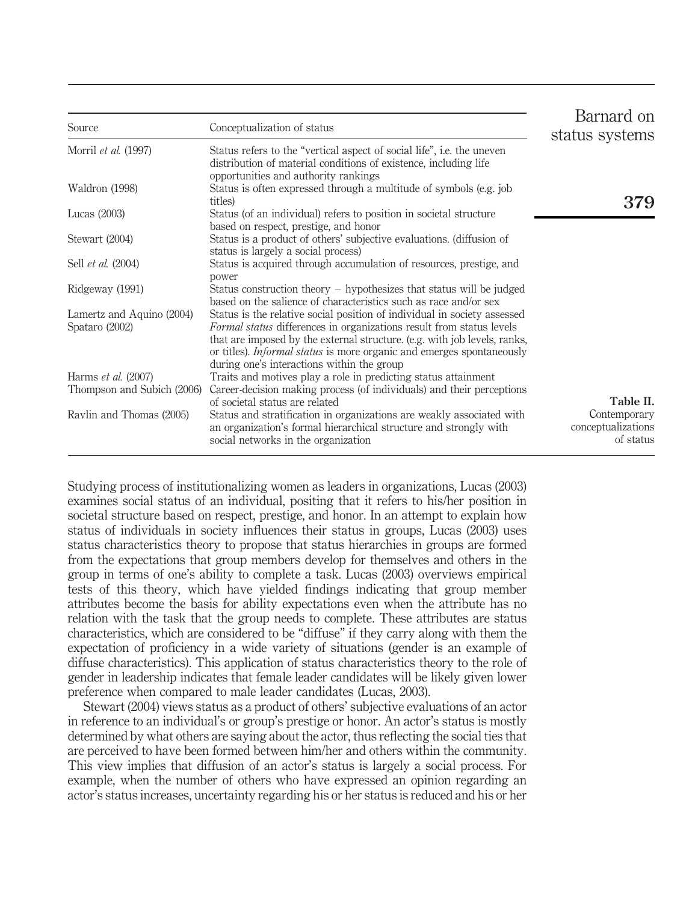**Table II.** Contemporary conceptualizations of status

| Source | Conceptualization of status |
|---|---|
| Morril *et al.* (1997) | Status refers to the "vertical aspect of social life", i.e. the uneven distribution of material conditions of existence, including life opportunities and authority rankings |
| Waldron (1998) | Status is often expressed through a multitude of symbols (e.g. job titles) |
| Lucas (2003) | Status (of an individual) refers to position in societal structure based on respect, prestige, and honor |
| Stewart (2004) | Status is a product of others' subjective evaluations. (diffusion of status is largely a social process) |
| Sell *et al.* (2004) | Status is acquired through accumulation of resources, prestige, and power |
| Ridgeway (1991) | Status construction theory – hypothesizes that status will be judged based on the salience of characteristics such as race and/or sex |
| Lamertz and Aquino (2004) | Status is the relative social position of individual in society assessed |
| Spataro (2002) | *Formal status* differences in organizations result from status levels that are imposed by the external structure. (e.g. with job levels, ranks, or titles). *Informal status* is more organic and emerges spontaneously during one's interactions within the group |
| Harms *et al.* (2007) | Traits and motives play a role in predicting status attainment |
| Thompson and Subich (2006) | Career-decision making process (of individuals) and their perceptions of societal status are related |
| Ravlin and Thomas (2005) | Status and stratification in organizations are weakly associated with an organization's formal hierarchical structure and strongly with social networks in the organization |

Studying process of institutionalizing women as leaders in organizations, Lucas (2003) examines social status of an individual, positing that it refers to his/her position in societal structure based on respect, prestige, and honor. In an attempt to explain how status of individuals in society influences their status in groups, Lucas (2003) uses status characteristics theory to propose that status hierarchies in groups are formed from the expectations that group members develop for themselves and others in the group in terms of one's ability to complete a task. Lucas (2003) overviews empirical tests of this theory, which have yielded findings indicating that group member attributes become the basis for ability expectations even when the attribute has no relation with the task that the group needs to complete. These attributes are status characteristics, which are considered to be "diffuse" if they carry along with them the expectation of proficiency in a wide variety of situations (gender is an example of diffuse characteristics). This application of status characteristics theory to the role of gender in leadership indicates that female leader candidates will be likely given lower preference when compared to male leader candidates (Lucas, 2003).

Stewart (2004) views status as a product of others' subjective evaluations of an actor in reference to an individual's or group's prestige or honor. An actor's status is mostly determined by what others are saying about the actor, thus reflecting the social ties that are perceived to have been formed between him/her and others within the community. This view implies that diffusion of an actor's status is largely a social process. For example, when the number of others who have expressed an opinion regarding an actor's status increases, uncertainty regarding his or her status is reduced and his or her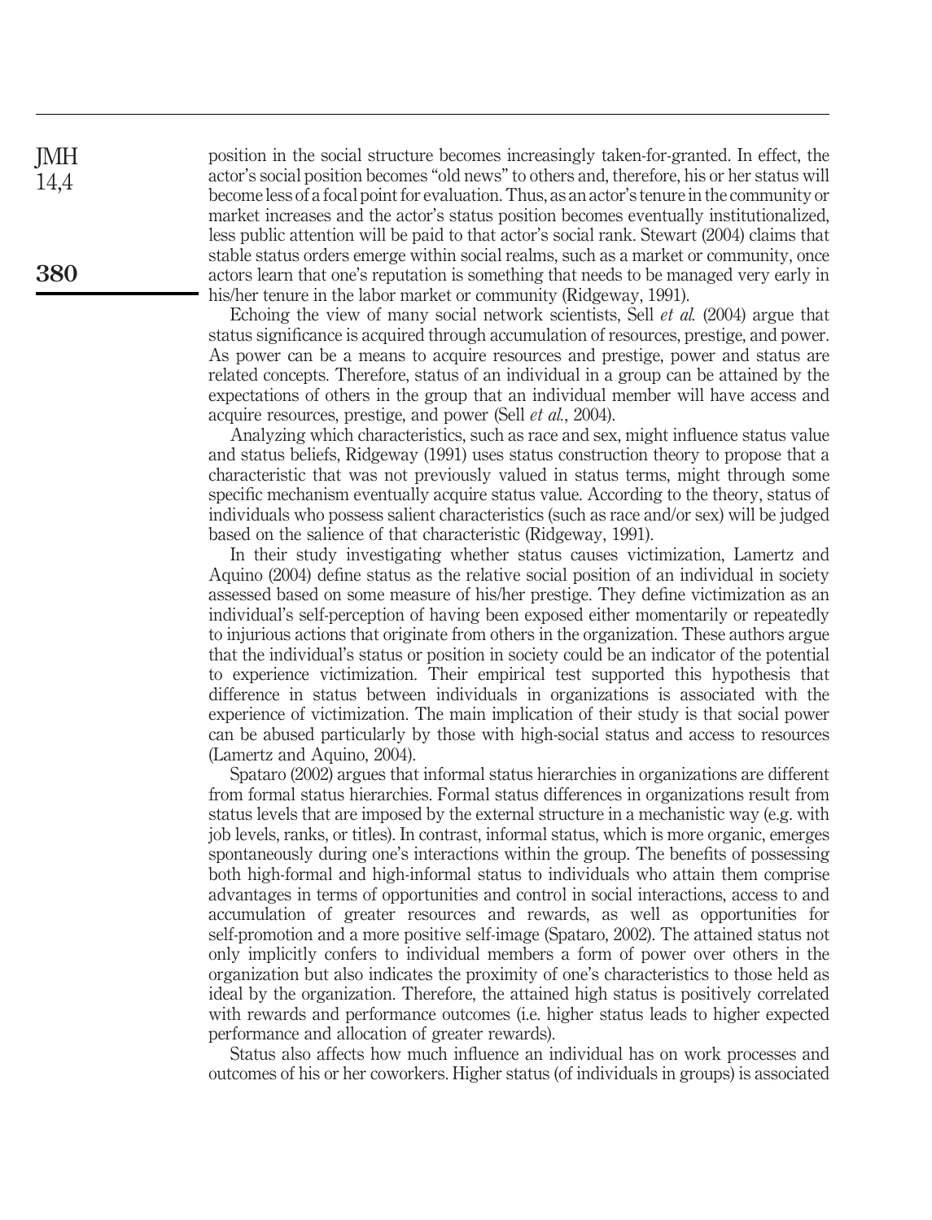position in the social structure becomes increasingly taken-for-granted. In effect, the actor's social position becomes "old news" to others and, therefore, his or her status will become less of a focal point for evaluation. Thus, as an actor's tenure in the community or market increases and the actor's status position becomes eventually institutionalized, less public attention will be paid to that actor's social rank. Stewart (2004) claims that stable status orders emerge within social realms, such as a market or community, once actors learn that one's reputation is something that needs to be managed very early in his/her tenure in the labor market or community (Ridgeway, 1991).

Echoing the view of many social network scientists, Sell *et al.* (2004) argue that status significance is acquired through accumulation of resources, prestige, and power. As power can be a means to acquire resources and prestige, power and status are related concepts. Therefore, status of an individual in a group can be attained by the expectations of others in the group that an individual member will have access and acquire resources, prestige, and power (Sell *et al.*, 2004).

Analyzing which characteristics, such as race and sex, might influence status value and status beliefs, Ridgeway (1991) uses status construction theory to propose that a characteristic that was not previously valued in status terms, might through some specific mechanism eventually acquire status value. According to the theory, status of individuals who possess salient characteristics (such as race and/or sex) will be judged based on the salience of that characteristic (Ridgeway, 1991).

In their study investigating whether status causes victimization, Lamertz and Aquino (2004) define status as the relative social position of an individual in society assessed based on some measure of his/her prestige. They define victimization as an individual's self-perception of having been exposed either momentarily or repeatedly to injurious actions that originate from others in the organization. These authors argue that the individual's status or position in society could be an indicator of the potential to experience victimization. Their empirical test supported this hypothesis that difference in status between individuals in organizations is associated with the experience of victimization. The main implication of their study is that social power can be abused particularly by those with high-social status and access to resources (Lamertz and Aquino, 2004).

Spataro (2002) argues that informal status hierarchies in organizations are different from formal status hierarchies. Formal status differences in organizations result from status levels that are imposed by the external structure in a mechanistic way (e.g. with job levels, ranks, or titles). In contrast, informal status, which is more organic, emerges spontaneously during one's interactions within the group. The benefits of possessing both high-formal and high-informal status to individuals who attain them comprise advantages in terms of opportunities and control in social interactions, access to and accumulation of greater resources and rewards, as well as opportunities for self-promotion and a more positive self-image (Spataro, 2002). The attained status not only implicitly confers to individual members a form of power over others in the organization but also indicates the proximity of one's characteristics to those held as ideal by the organization. Therefore, the attained high status is positively correlated with rewards and performance outcomes (i.e. higher status leads to higher expected performance and allocation of greater rewards).

Status also affects how much influence an individual has on work processes and outcomes of his or her coworkers. Higher status (of individuals in groups) is associated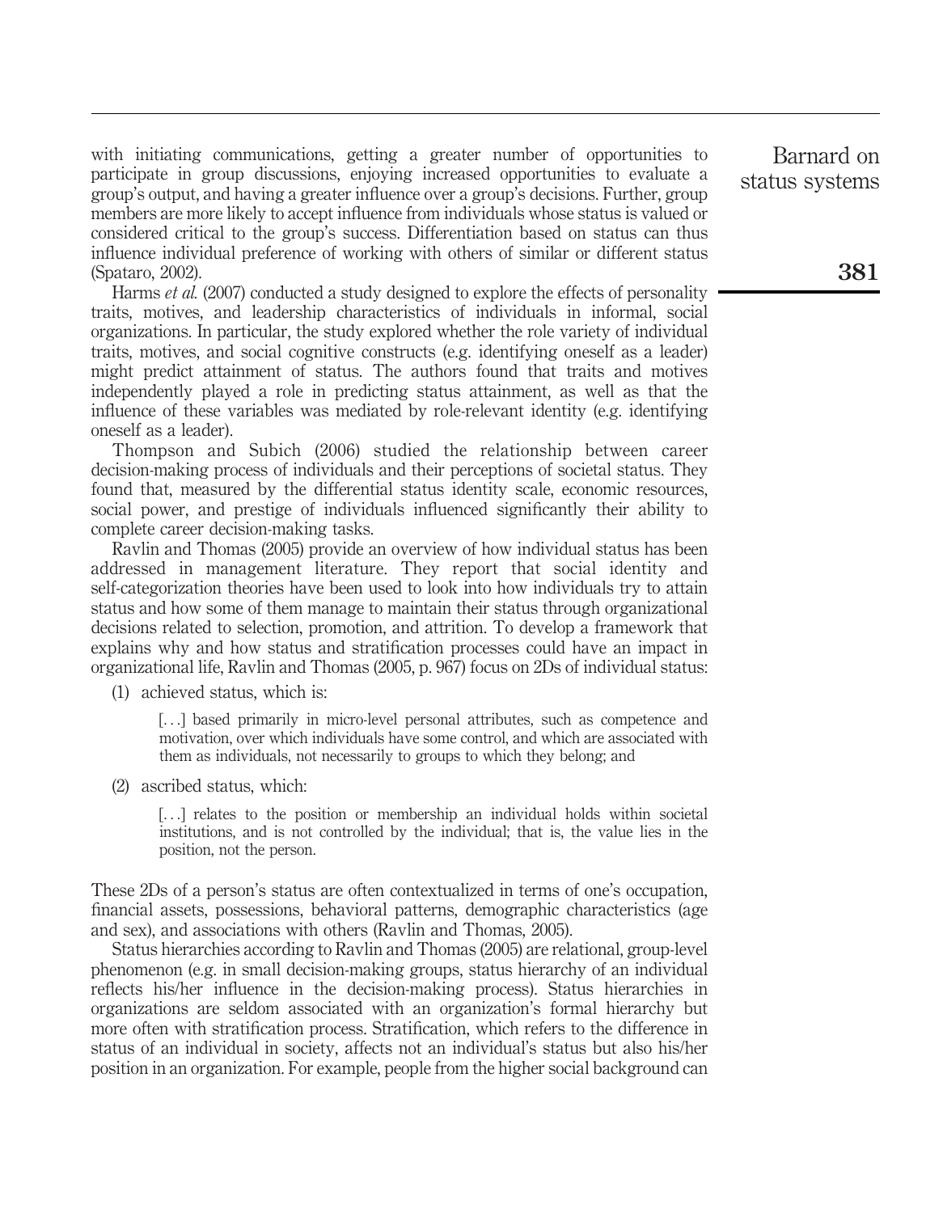with initiating communications, getting a greater number of opportunities to participate in group discussions, enjoying increased opportunities to evaluate a group's output, and having a greater influence over a group's decisions. Further, group members are more likely to accept influence from individuals whose status is valued or considered critical to the group's success. Differentiation based on status can thus influence individual preference of working with others of similar or different status (Spataro, 2002).

Harms *et al.* (2007) conducted a study designed to explore the effects of personality traits, motives, and leadership characteristics of individuals in informal, social organizations. In particular, the study explored whether the role variety of individual traits, motives, and social cognitive constructs (e.g. identifying oneself as a leader) might predict attainment of status. The authors found that traits and motives independently played a role in predicting status attainment, as well as that the influence of these variables was mediated by role-relevant identity (e.g. identifying oneself as a leader).

Thompson and Subich (2006) studied the relationship between career decision-making process of individuals and their perceptions of societal status. They found that, measured by the differential status identity scale, economic resources, social power, and prestige of individuals influenced significantly their ability to complete career decision-making tasks.

Ravlin and Thomas (2005) provide an overview of how individual status has been addressed in management literature. They report that social identity and self-categorization theories have been used to look into how individuals try to attain status and how some of them manage to maintain their status through organizational decisions related to selection, promotion, and attrition. To develop a framework that explains why and how status and stratification processes could have an impact in organizational life, Ravlin and Thomas (2005, p. 967) focus on 2Ds of individual status:

(1) achieved status, which is:

> [...] based primarily in micro-level personal attributes, such as competence and motivation, over which individuals have some control, and which are associated with them as individuals, not necessarily to groups to which they belong; and

(2) ascribed status, which:

> [...] relates to the position or membership an individual holds within societal institutions, and is not controlled by the individual; that is, the value lies in the position, not the person.

These 2Ds of a person's status are often contextualized in terms of one's occupation, financial assets, possessions, behavioral patterns, demographic characteristics (age and sex), and associations with others (Ravlin and Thomas, 2005).

Status hierarchies according to Ravlin and Thomas (2005) are relational, group-level phenomenon (e.g. in small decision-making groups, status hierarchy of an individual reflects his/her influence in the decision-making process). Status hierarchies in organizations are seldom associated with an organization's formal hierarchy but more often with stratification process. Stratification, which refers to the difference in status of an individual in society, affects not an individual's status but also his/her position in an organization. For example, people from the higher social background can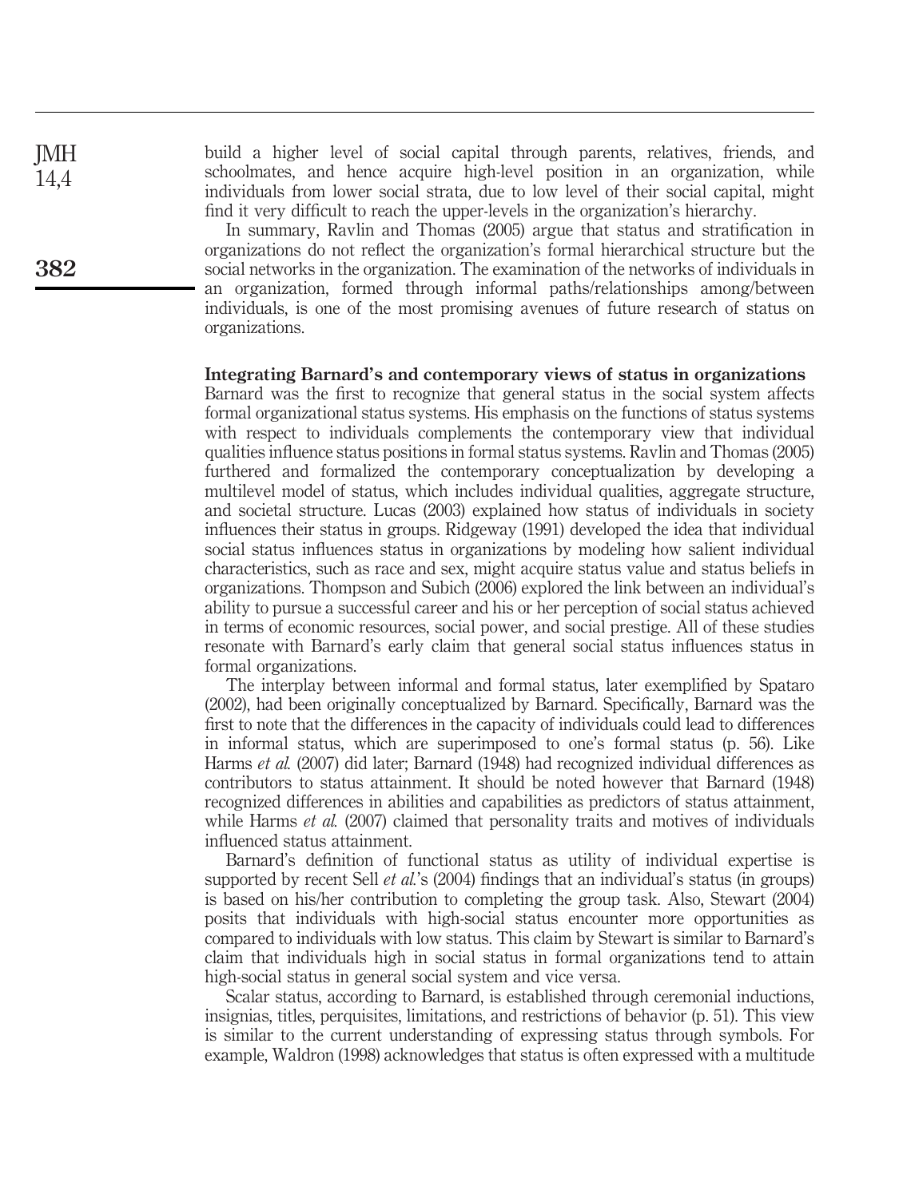build a higher level of social capital through parents, relatives, friends, and schoolmates, and hence acquire high-level position in an organization, while individuals from lower social strata, due to low level of their social capital, might find it very difficult to reach the upper-levels in the organization's hierarchy.

In summary, Ravlin and Thomas (2005) argue that status and stratification in organizations do not reflect the organization's formal hierarchical structure but the social networks in the organization. The examination of the networks of individuals in an organization, formed through informal paths/relationships among/between individuals, is one of the most promising avenues of future research of status on organizations.

## Integrating Barnard's and contemporary views of status in organizations

Barnard was the first to recognize that general status in the social system affects formal organizational status systems. His emphasis on the functions of status systems with respect to individuals complements the contemporary view that individual qualities influence status positions in formal status systems. Ravlin and Thomas (2005) furthered and formalized the contemporary conceptualization by developing a multilevel model of status, which includes individual qualities, aggregate structure, and societal structure. Lucas (2003) explained how status of individuals in society influences their status in groups. Ridgeway (1991) developed the idea that individual social status influences status in organizations by modeling how salient individual characteristics, such as race and sex, might acquire status value and status beliefs in organizations. Thompson and Subich (2006) explored the link between an individual's ability to pursue a successful career and his or her perception of social status achieved in terms of economic resources, social power, and social prestige. All of these studies resonate with Barnard's early claim that general social status influences status in formal organizations.

The interplay between informal and formal status, later exemplified by Spataro (2002), had been originally conceptualized by Barnard. Specifically, Barnard was the first to note that the differences in the capacity of individuals could lead to differences in informal status, which are superimposed to one's formal status (p. 56). Like Harms *et al.* (2007) did later; Barnard (1948) had recognized individual differences as contributors to status attainment. It should be noted however that Barnard (1948) recognized differences in abilities and capabilities as predictors of status attainment, while Harms *et al.* (2007) claimed that personality traits and motives of individuals influenced status attainment.

Barnard's definition of functional status as utility of individual expertise is supported by recent Sell *et al.*'s (2004) findings that an individual's status (in groups) is based on his/her contribution to completing the group task. Also, Stewart (2004) posits that individuals with high-social status encounter more opportunities as compared to individuals with low status. This claim by Stewart is similar to Barnard's claim that individuals high in social status in formal organizations tend to attain high-social status in general social system and vice versa.

Scalar status, according to Barnard, is established through ceremonial inductions, insignias, titles, perquisites, limitations, and restrictions of behavior (p. 51). This view is similar to the current understanding of expressing status through symbols. For example, Waldron (1998) acknowledges that status is often expressed with a multitude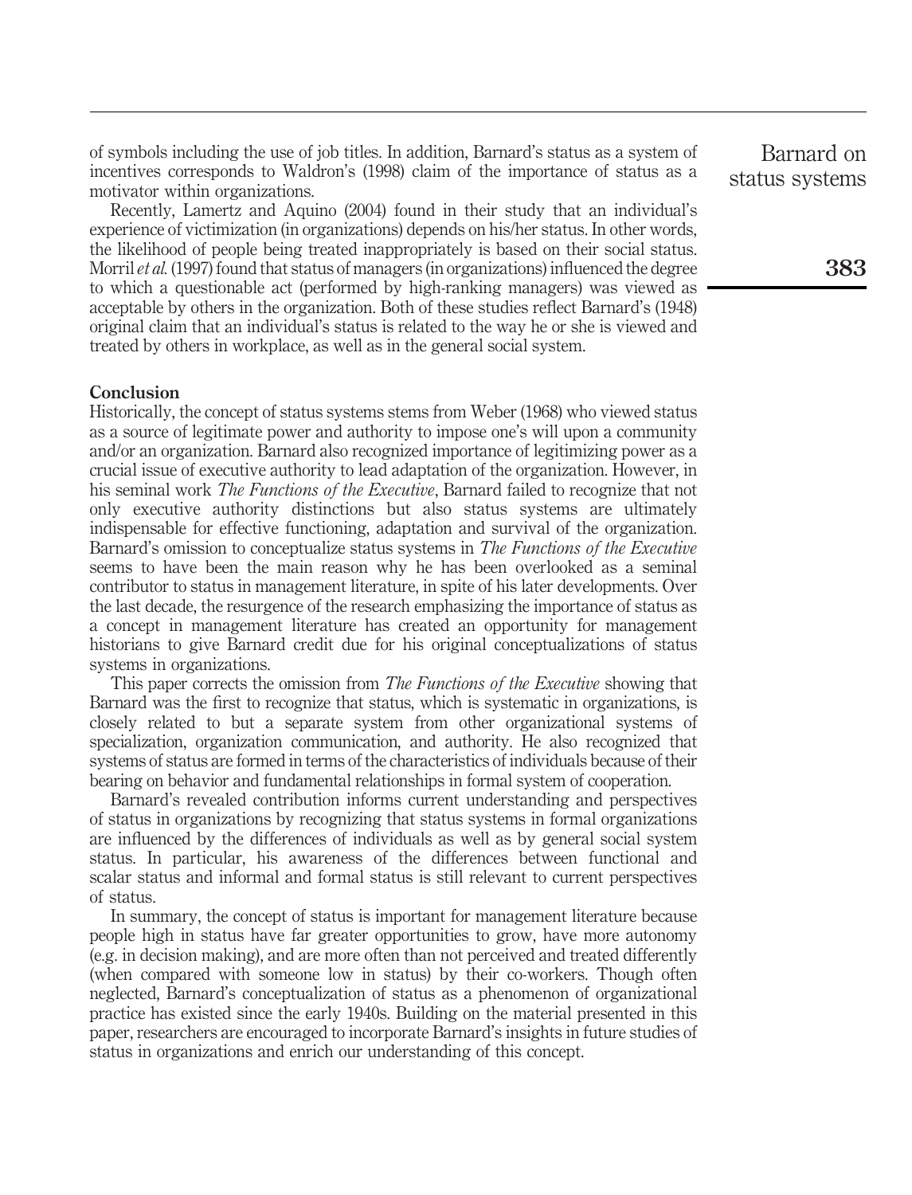of symbols including the use of job titles. In addition, Barnard's status as a system of incentives corresponds to Waldron's (1998) claim of the importance of status as a motivator within organizations.

Recently, Lamertz and Aquino (2004) found in their study that an individual's experience of victimization (in organizations) depends on his/her status. In other words, the likelihood of people being treated inappropriately is based on their social status. Morril *et al.* (1997) found that status of managers (in organizations) influenced the degree to which a questionable act (performed by high-ranking managers) was viewed as acceptable by others in the organization. Both of these studies reflect Barnard's (1948) original claim that an individual's status is related to the way he or she is viewed and treated by others in workplace, as well as in the general social system.

## Conclusion

Historically, the concept of status systems stems from Weber (1968) who viewed status as a source of legitimate power and authority to impose one's will upon a community and/or an organization. Barnard also recognized importance of legitimizing power as a crucial issue of executive authority to lead adaptation of the organization. However, in his seminal work *The Functions of the Executive*, Barnard failed to recognize that not only executive authority distinctions but also status systems are ultimately indispensable for effective functioning, adaptation and survival of the organization. Barnard's omission to conceptualize status systems in *The Functions of the Executive* seems to have been the main reason why he has been overlooked as a seminal contributor to status in management literature, in spite of his later developments. Over the last decade, the resurgence of the research emphasizing the importance of status as a concept in management literature has created an opportunity for management historians to give Barnard credit due for his original conceptualizations of status systems in organizations.

This paper corrects the omission from *The Functions of the Executive* showing that Barnard was the first to recognize that status, which is systematic in organizations, is closely related to but a separate system from other organizational systems of specialization, organization communication, and authority. He also recognized that systems of status are formed in terms of the characteristics of individuals because of their bearing on behavior and fundamental relationships in formal system of cooperation.

Barnard's revealed contribution informs current understanding and perspectives of status in organizations by recognizing that status systems in formal organizations are influenced by the differences of individuals as well as by general social system status. In particular, his awareness of the differences between functional and scalar status and informal and formal status is still relevant to current perspectives of status.

In summary, the concept of status is important for management literature because people high in status have far greater opportunities to grow, have more autonomy (e.g. in decision making), and are more often than not perceived and treated differently (when compared with someone low in status) by their co-workers. Though often neglected, Barnard's conceptualization of status as a phenomenon of organizational practice has existed since the early 1940s. Building on the material presented in this paper, researchers are encouraged to incorporate Barnard's insights in future studies of status in organizations and enrich our understanding of this concept.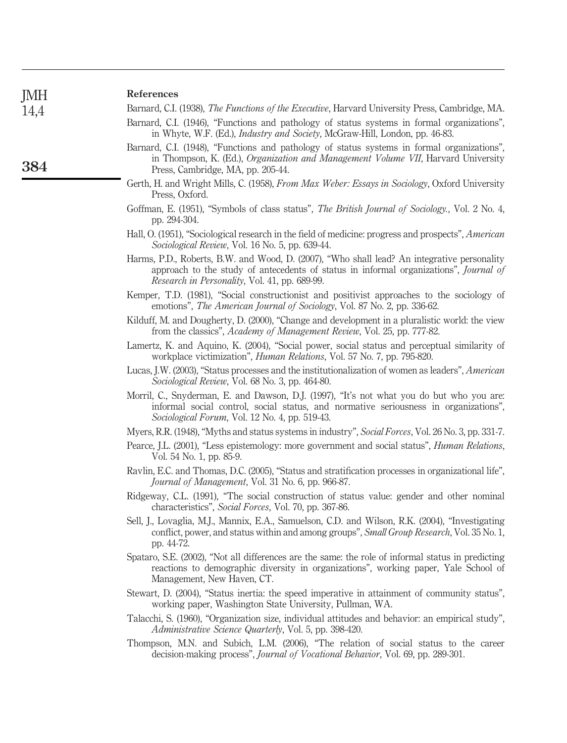## References

Barnard, C.I. (1938), *The Functions of the Executive*, Harvard University Press, Cambridge, MA.

Barnard, C.I. (1946), "Functions and pathology of status systems in formal organizations", in Whyte, W.F. (Ed.), *Industry and Society*, McGraw-Hill, London, pp. 46-83.

Barnard, C.I. (1948), "Functions and pathology of status systems in formal organizations", in Thompson, K. (Ed.), *Organization and Management Volume VII*, Harvard University Press, Cambridge, MA, pp. 205-44.

Gerth, H. and Wright Mills, C. (1958), *From Max Weber: Essays in Sociology*, Oxford University Press, Oxford.

Goffman, E. (1951), "Symbols of class status", *The British Journal of Sociology.*, Vol. 2 No. 4, pp. 294-304.

Hall, O. (1951), "Sociological research in the field of medicine: progress and prospects", *American Sociological Review*, Vol. 16 No. 5, pp. 639-44.

Harms, P.D., Roberts, B.W. and Wood, D. (2007), "Who shall lead? An integrative personality approach to the study of antecedents of status in informal organizations", *Journal of Research in Personality*, Vol. 41, pp. 689-99.

Kemper, T.D. (1981), "Social constructionist and positivist approaches to the sociology of emotions", *The American Journal of Sociology*, Vol. 87 No. 2, pp. 336-62.

Kilduff, M. and Dougherty, D. (2000), "Change and development in a pluralistic world: the view from the classics", *Academy of Management Review*, Vol. 25, pp. 777-82.

Lamertz, K. and Aquino, K. (2004), "Social power, social status and perceptual similarity of workplace victimization", *Human Relations*, Vol. 57 No. 7, pp. 795-820.

Lucas, J.W. (2003), "Status processes and the institutionalization of women as leaders", *American Sociological Review*, Vol. 68 No. 3, pp. 464-80.

Morril, C., Snyderman, E. and Dawson, D.J. (1997), "It's not what you do but who you are: informal social control, social status, and normative seriousness in organizations", *Sociological Forum*, Vol. 12 No. 4, pp. 519-43.

Myers, R.R. (1948), "Myths and status systems in industry", *Social Forces*, Vol. 26 No. 3, pp. 331-7.

Pearce, J.L. (2001), "Less epistemology: more government and social status", *Human Relations*, Vol. 54 No. 1, pp. 85-9.

Ravlin, E.C. and Thomas, D.C. (2005), "Status and stratification processes in organizational life", *Journal of Management*, Vol. 31 No. 6, pp. 966-87.

Ridgeway, C.L. (1991), "The social construction of status value: gender and other nominal characteristics", *Social Forces*, Vol. 70, pp. 367-86.

Sell, J., Lovaglia, M.J., Mannix, E.A., Samuelson, C.D. and Wilson, R.K. (2004), "Investigating conflict, power, and status within and among groups", *Small Group Research*, Vol. 35 No. 1, pp. 44-72.

Spataro, S.E. (2002), "Not all differences are the same: the role of informal status in predicting reactions to demographic diversity in organizations", working paper, Yale School of Management, New Haven, CT.

Stewart, D. (2004), "Status inertia: the speed imperative in attainment of community status", working paper, Washington State University, Pullman, WA.

Talacchi, S. (1960), "Organization size, individual attitudes and behavior: an empirical study", *Administrative Science Quarterly*, Vol. 5, pp. 398-420.

Thompson, M.N. and Subich, L.M. (2006), "The relation of social status to the career decision-making process", *Journal of Vocational Behavior*, Vol. 69, pp. 289-301.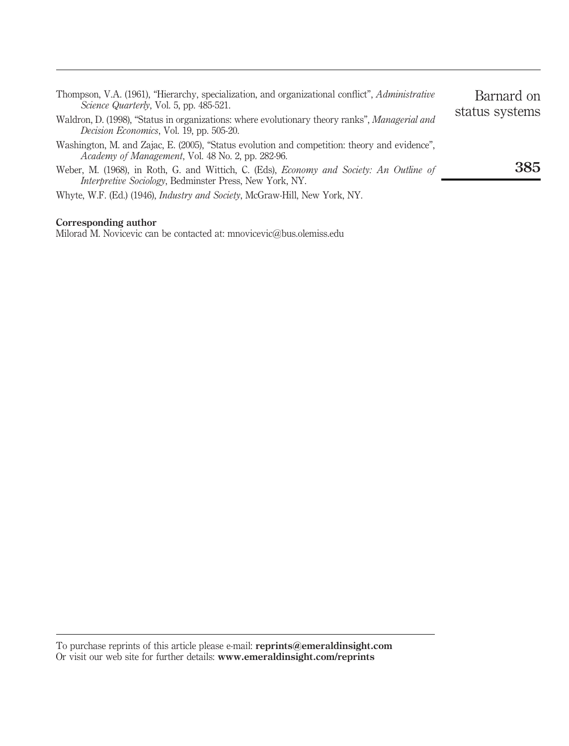Thompson, V.A. (1961), "Hierarchy, specialization, and organizational conflict", *Administrative Science Quarterly*, Vol. 5, pp. 485-521.

Waldron, D. (1998), "Status in organizations: where evolutionary theory ranks", *Managerial and Decision Economics*, Vol. 19, pp. 505-20.

Washington, M. and Zajac, E. (2005), "Status evolution and competition: theory and evidence", *Academy of Management*, Vol. 48 No. 2, pp. 282-96.

Weber, M. (1968), in Roth, G. and Wittich, C. (Eds), *Economy and Society: An Outline of Interpretive Sociology*, Bedminster Press, New York, NY.

Whyte, W.F. (Ed.) (1946), *Industry and Society*, McGraw-Hill, New York, NY.

**Corresponding author**

Milorad M. Novicevic can be contacted at: mnovicevic@bus.olemiss.edu

To purchase reprints of this article please e-mail: **reprints@emeraldinsight.com**
Or visit our web site for further details: **www.emeraldinsight.com/reprints**